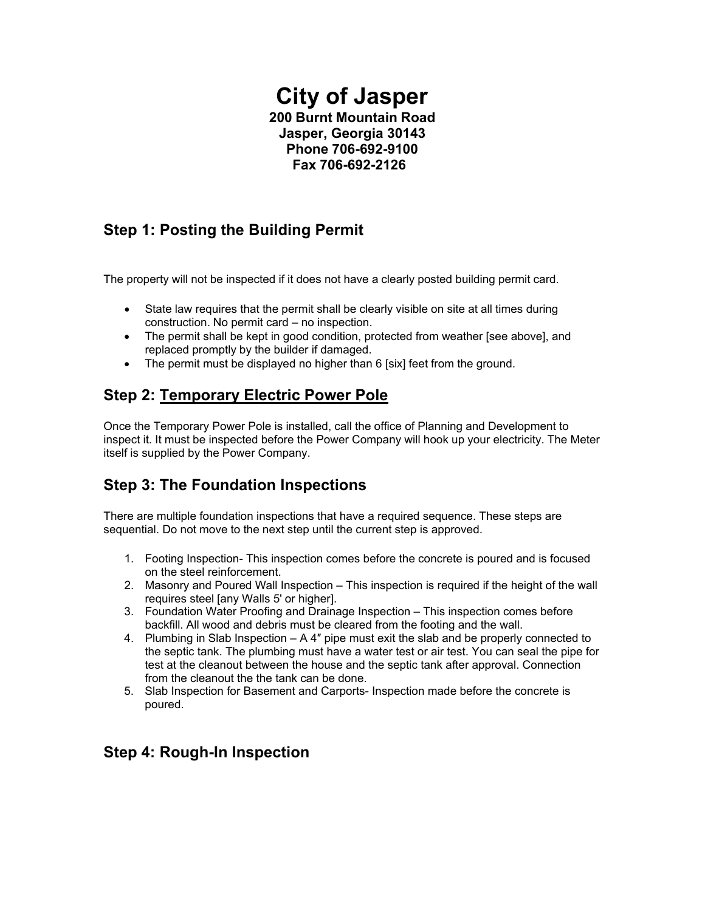# City of Jasper

**200 Burnt Mountain Road**
**Jasper, Georgia 30143**
**Phone 706-692-9100**
**Fax 706-692-2126**

## Step 1: Posting the Building Permit

The property will not be inspected if it does not have a clearly posted building permit card.

- State law requires that the permit shall be clearly visible on site at all times during construction. No permit card – no inspection.
- The permit shall be kept in good condition, protected from weather [see above], and replaced promptly by the builder if damaged.
- The permit must be displayed no higher than 6 [six] feet from the ground.

## Step 2: Temporary Electric Power Pole

Once the Temporary Power Pole is installed, call the office of Planning and Development to inspect it. It must be inspected before the Power Company will hook up your electricity. The Meter itself is supplied by the Power Company.

## Step 3: The Foundation Inspections

There are multiple foundation inspections that have a required sequence. These steps are sequential. Do not move to the next step until the current step is approved.

1. Footing Inspection- This inspection comes before the concrete is poured and is focused on the steel reinforcement.
2. Masonry and Poured Wall Inspection – This inspection is required if the height of the wall requires steel [any Walls 5' or higher].
3. Foundation Water Proofing and Drainage Inspection – This inspection comes before backfill. All wood and debris must be cleared from the footing and the wall.
4. Plumbing in Slab Inspection – A 4″ pipe must exit the slab and be properly connected to the septic tank. The plumbing must have a water test or air test. You can seal the pipe for test at the cleanout between the house and the septic tank after approval. Connection from the cleanout the the tank can be done.
5. Slab Inspection for Basement and Carports- Inspection made before the concrete is poured.

## Step 4: Rough-In Inspection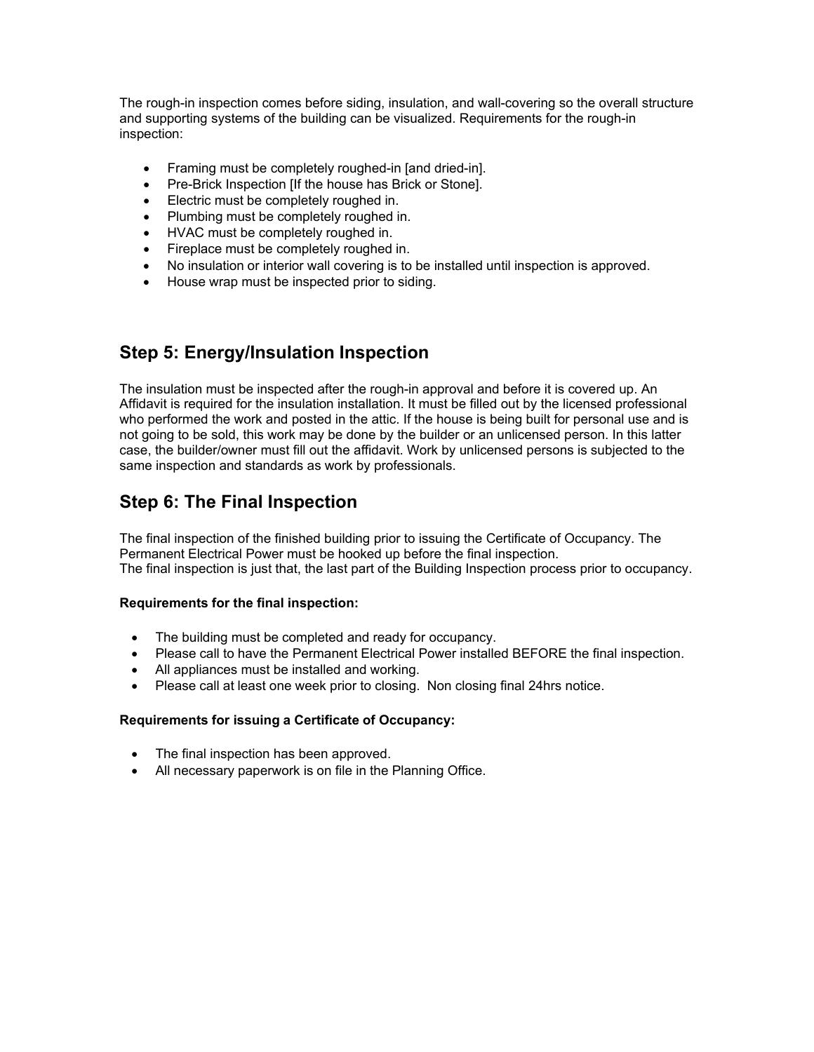The rough-in inspection comes before siding, insulation, and wall-covering so the overall structure and supporting systems of the building can be visualized. Requirements for the rough-in inspection:

- Framing must be completely roughed-in [and dried-in].
- Pre-Brick Inspection [If the house has Brick or Stone].
- Electric must be completely roughed in.
- Plumbing must be completely roughed in.
- HVAC must be completely roughed in.
- Fireplace must be completely roughed in.
- No insulation or interior wall covering is to be installed until inspection is approved.
- House wrap must be inspected prior to siding.

## Step 5: Energy/Insulation Inspection

The insulation must be inspected after the rough-in approval and before it is covered up. An Affidavit is required for the insulation installation. It must be filled out by the licensed professional who performed the work and posted in the attic. If the house is being built for personal use and is not going to be sold, this work may be done by the builder or an unlicensed person. In this latter case, the builder/owner must fill out the affidavit. Work by unlicensed persons is subjected to the same inspection and standards as work by professionals.

## Step 6: The Final Inspection

The final inspection of the finished building prior to issuing the Certificate of Occupancy. The Permanent Electrical Power must be hooked up before the final inspection.
The final inspection is just that, the last part of the Building Inspection process prior to occupancy.

**Requirements for the final inspection:**

- The building must be completed and ready for occupancy.
- Please call to have the Permanent Electrical Power installed BEFORE the final inspection.
- All appliances must be installed and working.
- Please call at least one week prior to closing. Non closing final 24hrs notice.

**Requirements for issuing a Certificate of Occupancy:**

- The final inspection has been approved.
- All necessary paperwork is on file in the Planning Office.